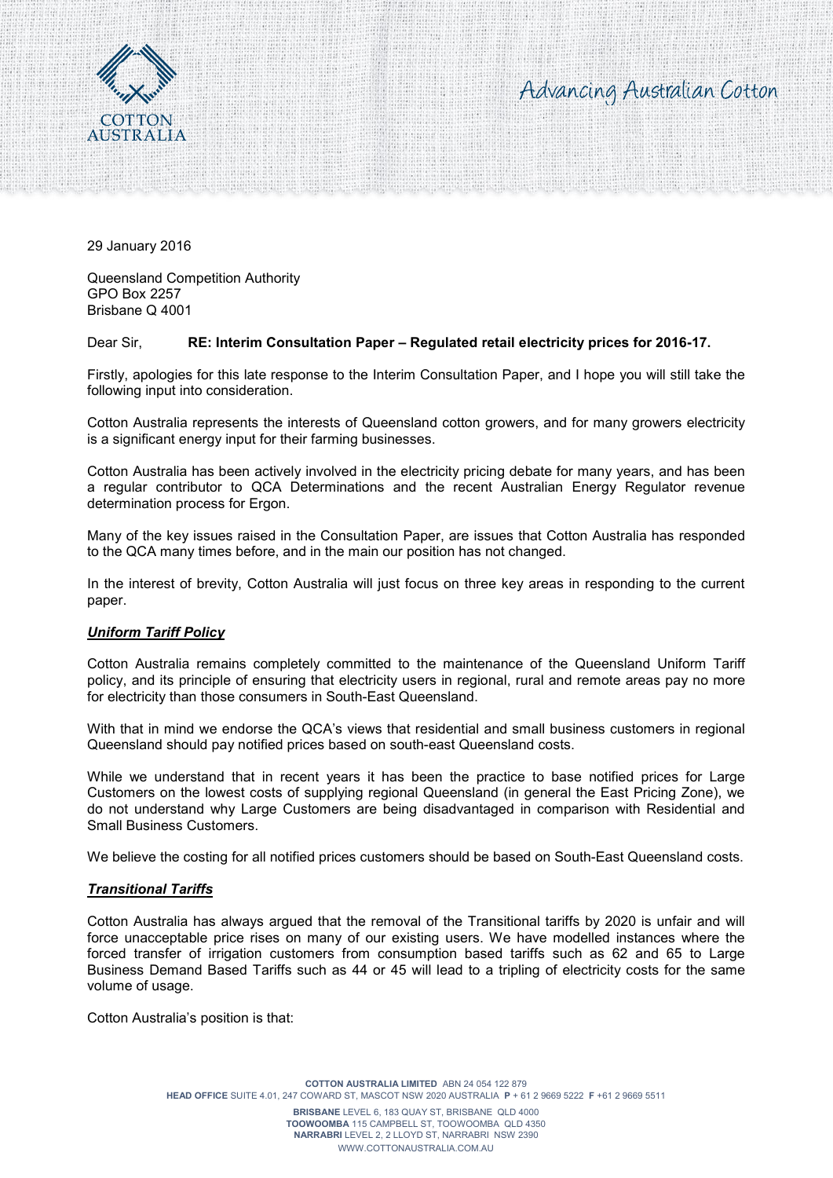29 January 2016

Queensland Competition Authority
GPO Box 2257
Brisbane Q 4001

Dear Sir, **RE: Interim Consultation Paper – Regulated retail electricity prices for 2016-17.**

Firstly, apologies for this late response to the Interim Consultation Paper, and I hope you will still take the following input into consideration.

Cotton Australia represents the interests of Queensland cotton growers, and for many growers electricity is a significant energy input for their farming businesses.

Cotton Australia has been actively involved in the electricity pricing debate for many years, and has been a regular contributor to QCA Determinations and the recent Australian Energy Regulator revenue determination process for Ergon.

Many of the key issues raised in the Consultation Paper, are issues that Cotton Australia has responded to the QCA many times before, and in the main our position has not changed.

In the interest of brevity, Cotton Australia will just focus on three key areas in responding to the current paper.

***Uniform Tariff Policy***

Cotton Australia remains completely committed to the maintenance of the Queensland Uniform Tariff policy, and its principle of ensuring that electricity users in regional, rural and remote areas pay no more for electricity than those consumers in South-East Queensland.

With that in mind we endorse the QCA's views that residential and small business customers in regional Queensland should pay notified prices based on south-east Queensland costs.

While we understand that in recent years it has been the practice to base notified prices for Large Customers on the lowest costs of supplying regional Queensland (in general the East Pricing Zone), we do not understand why Large Customers are being disadvantaged in comparison with Residential and Small Business Customers.

We believe the costing for all notified prices customers should be based on South-East Queensland costs.

***Transitional Tariffs***

Cotton Australia has always argued that the removal of the Transitional tariffs by 2020 is unfair and will force unacceptable price rises on many of our existing users. We have modelled instances where the forced transfer of irrigation customers from consumption based tariffs such as 62 and 65 to Large Business Demand Based Tariffs such as 44 or 45 will lead to a tripling of electricity costs for the same volume of usage.

Cotton Australia's position is that: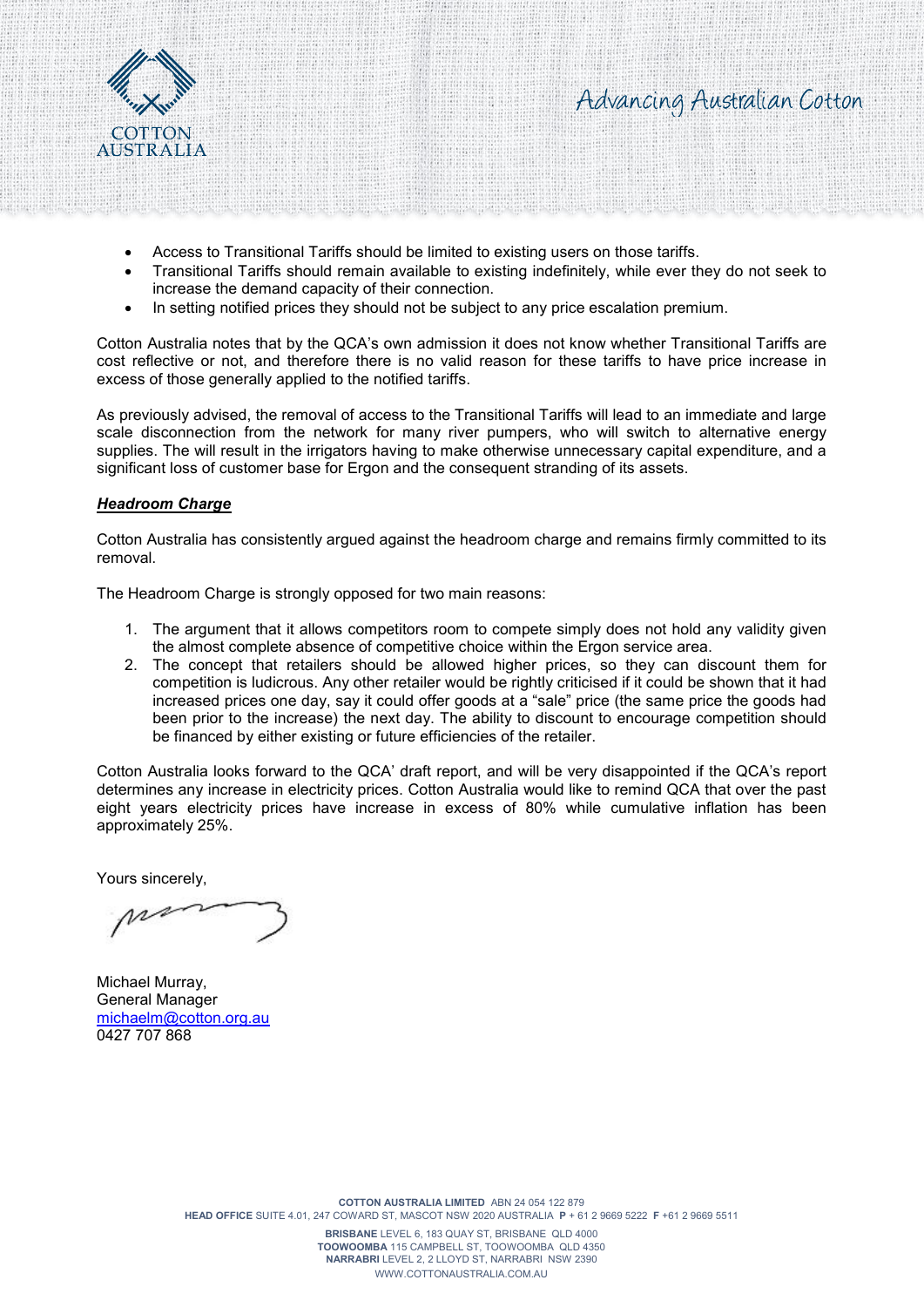- Access to Transitional Tariffs should be limited to existing users on those tariffs.
- Transitional Tariffs should remain available to existing indefinitely, while ever they do not seek to increase the demand capacity of their connection.
- In setting notified prices they should not be subject to any price escalation premium.

Cotton Australia notes that by the QCA's own admission it does not know whether Transitional Tariffs are cost reflective or not, and therefore there is no valid reason for these tariffs to have price increase in excess of those generally applied to the notified tariffs.

As previously advised, the removal of access to the Transitional Tariffs will lead to an immediate and large scale disconnection from the network for many river pumpers, who will switch to alternative energy supplies. The will result in the irrigators having to make otherwise unnecessary capital expenditure, and a significant loss of customer base for Ergon and the consequent stranding of its assets.

***Headroom Charge***

Cotton Australia has consistently argued against the headroom charge and remains firmly committed to its removal.

The Headroom Charge is strongly opposed for two main reasons:

1. The argument that it allows competitors room to compete simply does not hold any validity given the almost complete absence of competitive choice within the Ergon service area.
2. The concept that retailers should be allowed higher prices, so they can discount them for competition is ludicrous. Any other retailer would be rightly criticised if it could be shown that it had increased prices one day, say it could offer goods at a "sale" price (the same price the goods had been prior to the increase) the next day. The ability to discount to encourage competition should be financed by either existing or future efficiencies of the retailer.

Cotton Australia looks forward to the QCA' draft report, and will be very disappointed if the QCA's report determines any increase in electricity prices. Cotton Australia would like to remind QCA that over the past eight years electricity prices have increase in excess of 80% while cumulative inflation has been approximately 25%.

Yours sincerely,

Michael Murray,
General Manager
michaelm@cotton.org.au
0427 707 868